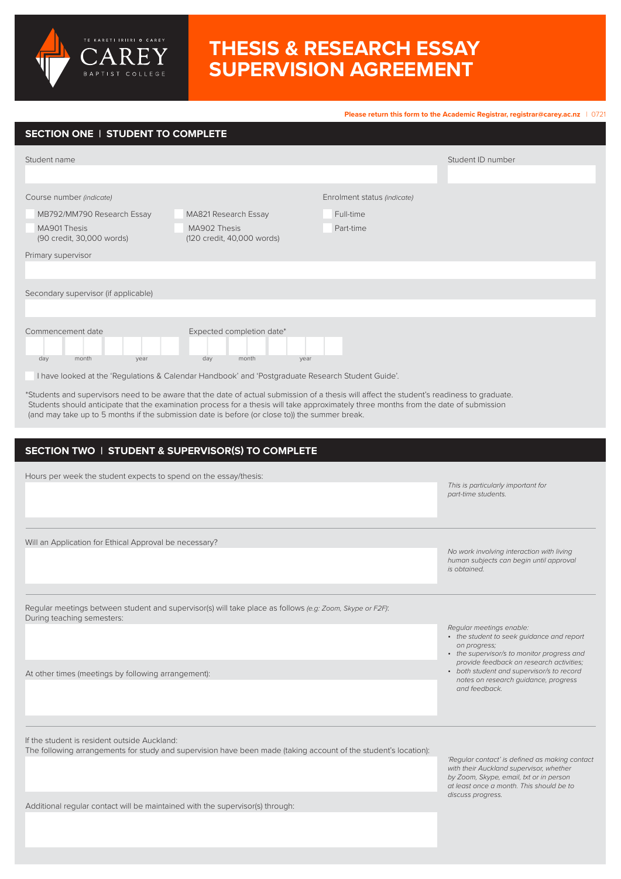TE KARETI IRIIRI O CAREY
CAREY
BAPTIST COLLEGE

# THESIS & RESEARCH ESSAY SUPERVISION AGREEMENT

**Please return this form to the Academic Registrar, registrar@carey.ac.nz** | 0721

## SECTION ONE | STUDENT TO COMPLETE

Student name

Student ID number

Course number *(indicate)*

- ☐ MB792/MM790 Research Essay
- ☐ MA821 Research Essay
- ☐ MA901 Thesis (90 credit, 30,000 words)
- ☐ MA902 Thesis (120 credit, 40,000 words)

Enrolment status *(indicate)*

- ☐ Full-time
- ☐ Part-time

Primary supervisor

Secondary supervisor (if applicable)

Commencement date (day / month / year)

Expected completion date* (day / month / year)

☐ I have looked at the 'Regulations & Calendar Handbook' and 'Postgraduate Research Student Guide'.

*Students and supervisors need to be aware that the date of actual submission of a thesis will affect the student's readiness to graduate. Students should anticipate that the examination process for a thesis will take approximately three months from the date of submission (and may take up to 5 months if the submission date is before (or close to)) the summer break.

## SECTION TWO | STUDENT & SUPERVISOR(S) TO COMPLETE

Hours per week the student expects to spend on the essay/thesis:

*This is particularly important for part-time students.*

Will an Application for Ethical Approval be necessary?

*No work involving interaction with living human subjects can begin until approval is obtained.*

Regular meetings between student and supervisor(s) will take place as follows *(e.g: Zoom, Skype or F2F)*:
During teaching semesters:

At other times (meetings by following arrangement):

*Regular meetings enable:*

- *the student to seek guidance and report on progress;*
- *the supervisor/s to monitor progress and provide feedback on research activities;*
- *both student and supervisor/s to record notes on research guidance, progress and feedback.*

If the student is resident outside Auckland:
The following arrangements for study and supervision have been made (taking account of the student's location):

Additional regular contact will be maintained with the supervisor(s) through:

*'Regular contact' is defined as making contact with their Auckland supervisor, whether by Zoom, Skype, email, txt or in person at least once a month. This should be to discuss progress.*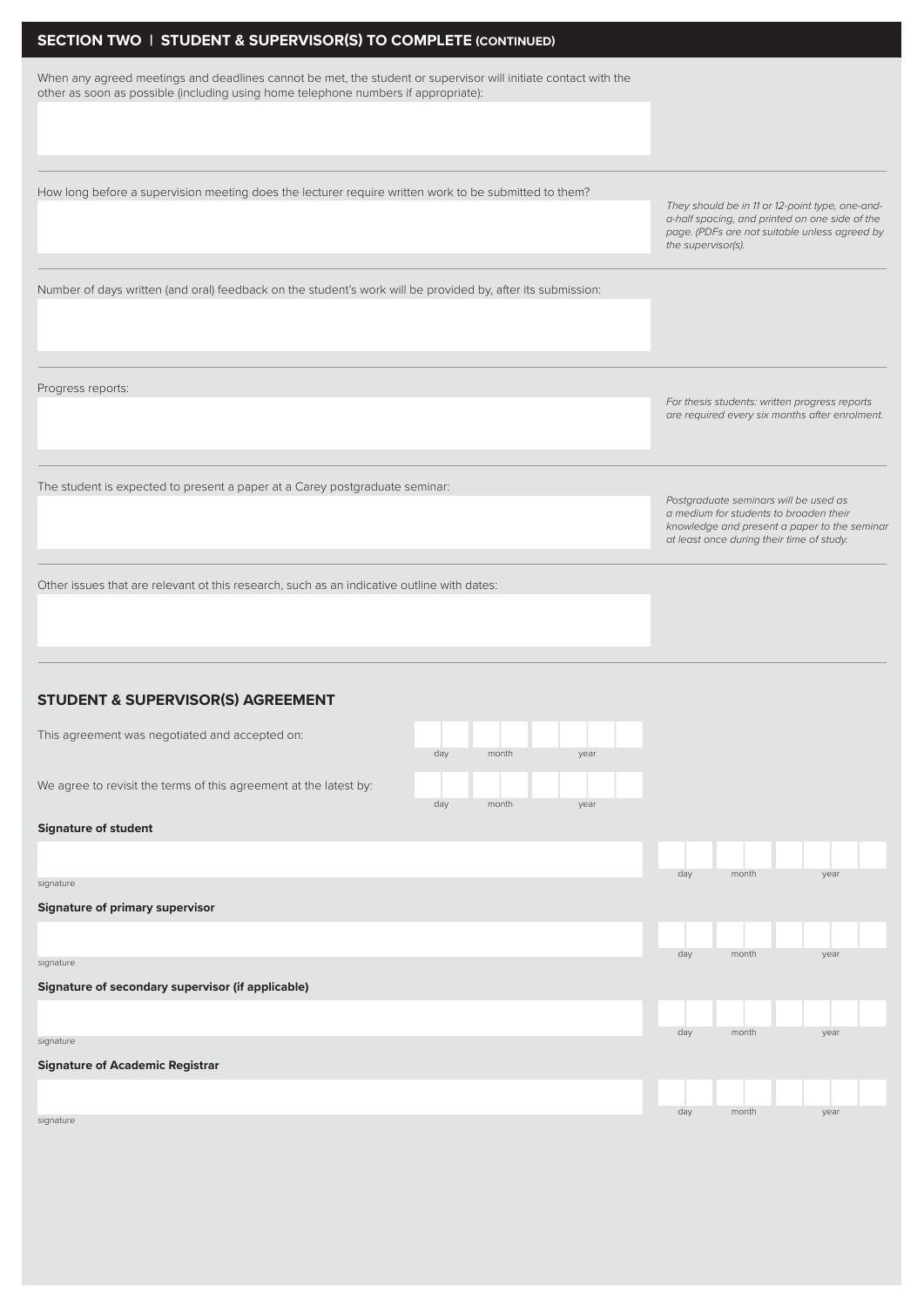## SECTION TWO | STUDENT & SUPERVISOR(S) TO COMPLETE (CONTINUED)

When any agreed meetings and deadlines cannot be met, the student or supervisor will initiate contact with the other as soon as possible (including using home telephone numbers if appropriate):

---

How long before a supervision meeting does the lecturer require written work to be submitted to them?

*They should be in 11 or 12-point type, one-and-a-half spacing, and printed on one side of the page. (PDFs are not suitable unless agreed by the supervisor(s).*

---

Number of days written (and oral) feedback on the student's work will be provided by, after its submission:

---

Progress reports:

*For thesis students: written progress reports are required every six months after enrolment.*

---

The student is expected to present a paper at a Carey postgraduate seminar:

*Postgraduate seminars will be used as a medium for students to broaden their knowledge and present a paper to the seminar at least once during their time of study.*

---

Other issues that are relevant ot this research, such as an indicative outline with dates:

---

## STUDENT & SUPERVISOR(S) AGREEMENT

This agreement was negotiated and accepted on: day month year

We agree to revisit the terms of this agreement at the latest by: day month year

**Signature of student**

signature day month year

**Signature of primary supervisor**

signature day month year

**Signature of secondary supervisor (if applicable)**

signature day month year

**Signature of Academic Registrar**

signature day month year